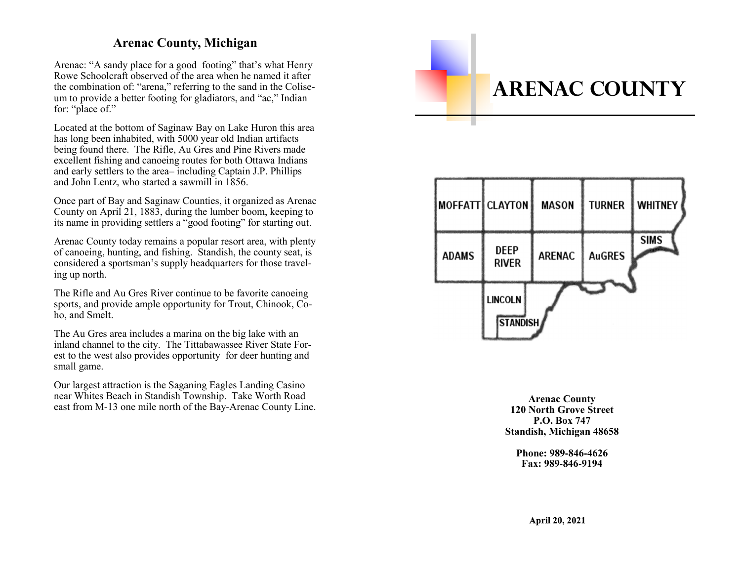## Arenac County, Michigan

Arenac: "A sandy place for a good footing" that's what Henry Rowe Schoolcraft observed of the area when he named it after the combination of: "arena," referring to the sand in the Coliseum to provide a better footing for gladiators, and "ac," Indian for: "place of."

Located at the bottom of Saginaw Bay on Lake Huron this area has long been inhabited, with 5000 year old Indian artifacts being found there. The Rifle, Au Gres and Pine Rivers made excellent fishing and canoeing routes for both Ottawa Indians and early settlers to the area– including Captain J.P. Phillips and John Lentz, who started a sawmill in 1856.

Once part of Bay and Saginaw Counties, it organized as Arenac County on April 21, 1883, during the lumber boom, keeping to its name in providing settlers a "good footing" for starting out.

Arenac County today remains a popular resort area, with plenty of canoeing, hunting, and fishing. Standish, the county seat, is considered a sportsman's supply headquarters for those traveling up north.

The Rifle and Au Gres River continue to be favorite canoeing sports, and provide ample opportunity for Trout, Chinook, Coho, and Smelt.

The Au Gres area includes a marina on the big lake with an inland channel to the city. The Tittabawassee River State Forest to the west also provides opportunity for deer hunting and small game.

Our largest attraction is the Saganing Eagles Landing Casino near Whites Beach in Standish Township. Take Worth Road east from M-13 one mile north of the Bay-Arenac County Line.

# ARENAC COUNTY

MOFFATT, CLAYTON, MASON, TURNER, WHITNEY, ADAMS, DEEP RIVER, ARENAC, AuGRES, SIMS, LINCOLN, STANDISH

**Arenac County**
**120 North Grove Street**
**P.O. Box 747**
**Standish, Michigan 48658**

**Phone: 989-846-4626**
**Fax: 989-846-9194**

**April 20, 2021**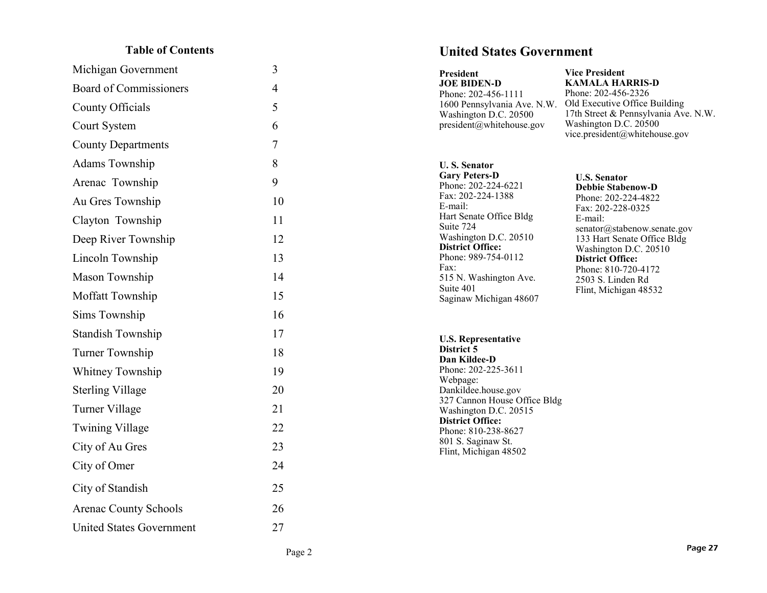## Table of Contents

| | |
|---|---|
| Michigan Government | 3 |
| Board of Commissioners | 4 |
| County Officials | 5 |
| Court System | 6 |
| County Departments | 7 |
| Adams Township | 8 |
| Arenac Township | 9 |
| Au Gres Township | 10 |
| Clayton Township | 11 |
| Deep River Township | 12 |
| Lincoln Township | 13 |
| Mason Township | 14 |
| Moffatt Township | 15 |
| Sims Township | 16 |
| Standish Township | 17 |
| Turner Township | 18 |
| Whitney Township | 19 |
| Sterling Village | 20 |
| Turner Village | 21 |
| Twining Village | 22 |
| City of Au Gres | 23 |
| City of Omer | 24 |
| City of Standish | 25 |
| Arenac County Schools | 26 |
| United States Government | 27 |

# United States Government

**President**
**JOE BIDEN-D**
Phone: 202-456-1111
1600 Pennsylvania Ave. N.W.
Washington D.C. 20500
president@whitehouse.gov

**Vice President**
**KAMALA HARRIS-D**
Phone: 202-456-2326
Old Executive Office Building
17th Street & Pennsylvania Ave. N.W.
Washington D.C. 20500
vice.president@whitehouse.gov

**U. S. Senator**
**Gary Peters-D**
Phone: 202-224-6221
Fax: 202-224-1388
E-mail:
Hart Senate Office Bldg
Suite 724
Washington D.C. 20510
**District Office:**
Phone: 989-754-0112
Fax:
515 N. Washington Ave.
Suite 401
Saginaw Michigan 48607

**U.S. Senator**
**Debbie Stabenow-D**
Phone: 202-224-4822
Fax: 202-228-0325
E-mail:
senator@stabenow.senate.gov
133 Hart Senate Office Bldg
Washington D.C. 20510
**District Office:**
Phone: 810-720-4172
2503 S. Linden Rd
Flint, Michigan 48532

**U.S. Representative**
**District 5**
**Dan Kildee-D**
Phone: 202-225-3611
Webpage:
Dankildee.house.gov
327 Cannon House Office Bldg
Washington D.C. 20515
**District Office:**
Phone: 810-238-8627
801 S. Saginaw St.
Flint, Michigan 48502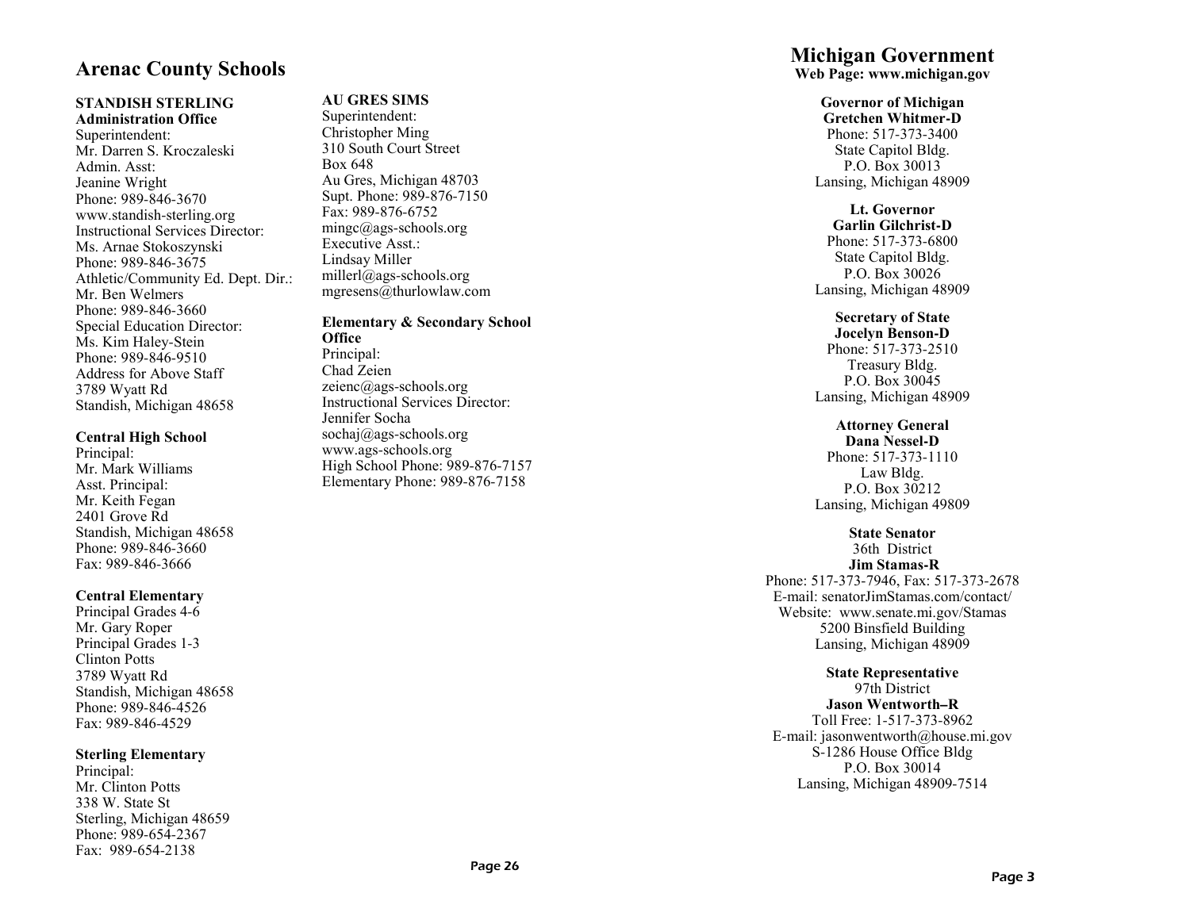## Arenac County Schools

**STANDISH STERLING**
**Administration Office**
Superintendent:
Mr. Darren S. Kroczaleski
Admin. Asst:
Jeanine Wright
Phone: 989-846-3670
www.standish-sterling.org
Instructional Services Director:
Ms. Arnae Stokoszynski
Phone: 989-846-3675
Athletic/Community Ed. Dept. Dir.:
Mr. Ben Welmers
Phone: 989-846-3660
Special Education Director:
Ms. Kim Haley-Stein
Phone: 989-846-9510
Address for Above Staff
3789 Wyatt Rd
Standish, Michigan 48658

**Central High School**
Principal:
Mr. Mark Williams
Asst. Principal:
Mr. Keith Fegan
2401 Grove Rd
Standish, Michigan 48658
Phone: 989-846-3660
Fax: 989-846-3666

**Central Elementary**
Principal Grades 4-6
Mr. Gary Roper
Principal Grades 1-3
Clinton Potts
3789 Wyatt Rd
Standish, Michigan 48658
Phone: 989-846-4526
Fax: 989-846-4529

**Sterling Elementary**
Principal:
Mr. Clinton Potts
338 W. State St
Sterling, Michigan 48659
Phone: 989-654-2367
Fax: 989-654-2138

**AU GRES SIMS**
Superintendent:
Christopher Ming
310 South Court Street
Box 648
Au Gres, Michigan 48703
Supt. Phone: 989-876-7150
Fax: 989-876-6752
mingc@ags-schools.org
Executive Asst.:
Lindsay Miller
millerl@ags-schools.org
mgresens@thurlowlaw.com

**Elementary & Secondary School Office**
Principal:
Chad Zeien
zeienc@ags-schools.org
Instructional Services Director:
Jennifer Socha
sochaj@ags-schools.org
www.ags-schools.org
High School Phone: 989-876-7157
Elementary Phone: 989-876-7158

## Michigan Government

**Web Page: www.michigan.gov**

**Governor of Michigan**
**Gretchen Whitmer-D**
Phone: 517-373-3400
State Capitol Bldg.
P.O. Box 30013
Lansing, Michigan 48909

**Lt. Governor**
**Garlin Gilchrist-D**
Phone: 517-373-6800
State Capitol Bldg.
P.O. Box 30026
Lansing, Michigan 48909

**Secretary of State**
**Jocelyn Benson-D**
Phone: 517-373-2510
Treasury Bldg.
P.O. Box 30045
Lansing, Michigan 48909

**Attorney General**
**Dana Nessel-D**
Phone: 517-373-1110
Law Bldg.
P.O. Box 30212
Lansing, Michigan 49809

**State Senator**
36th District
**Jim Stamas-R**
Phone: 517-373-7946, Fax: 517-373-2678
E-mail: senatorJimStamas.com/contact/
Website: www.senate.mi.gov/Stamas
5200 Binsfield Building
Lansing, Michigan 48909

**State Representative**
97th District
**Jason Wentworth–R**
Toll Free: 1-517-373-8962
E-mail: jasonwentworth@house.mi.gov
S-1286 House Office Bldg
P.O. Box 30014
Lansing, Michigan 48909-7514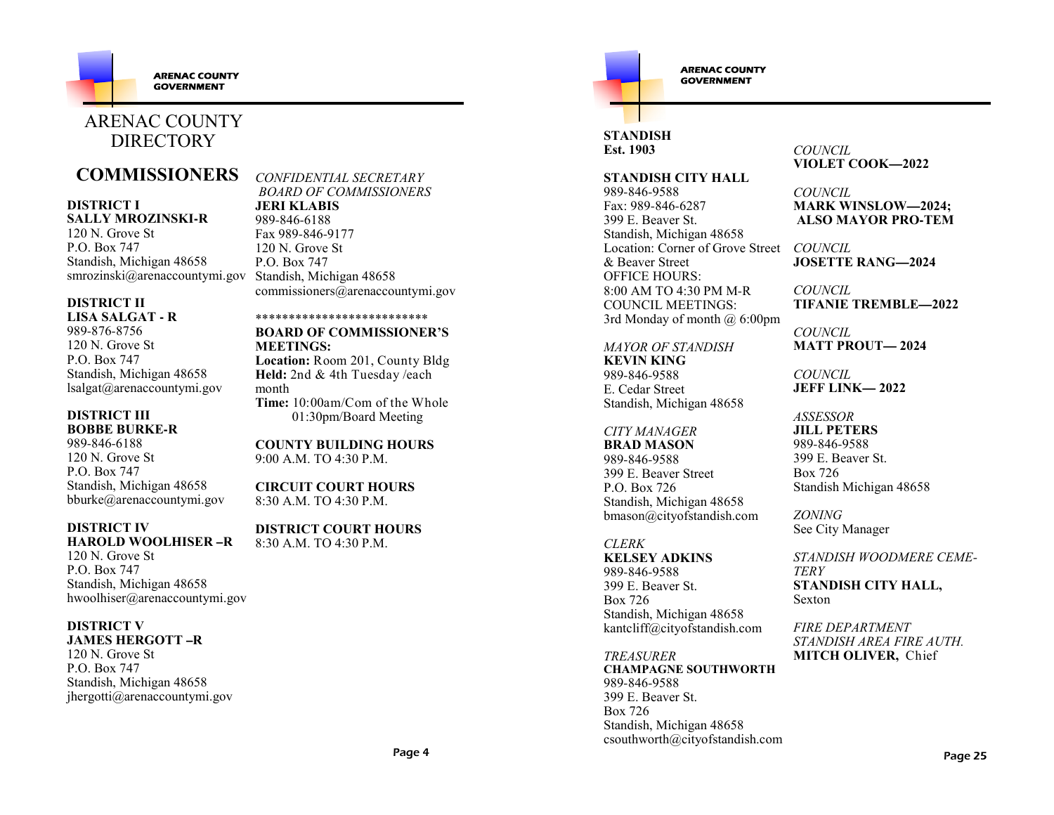# ARENAC COUNTY DIRECTORY

## COMMISSIONERS

**DISTRICT I**
**SALLY MROZINSKI-R**
120 N. Grove St
P.O. Box 747
Standish, Michigan 48658
smrozinski@arenaccountymi.gov

**DISTRICT II**
**LISA SALGAT - R**
989-876-8756
120 N. Grove St
P.O. Box 747
Standish, Michigan 48658
lsalgat@arenaccountymi.gov

**DISTRICT III**
**BOBBE BURKE-R**
989-846-6188
120 N. Grove St
P.O. Box 747
Standish, Michigan 48658
bburke@arenaccountymi.gov

**DISTRICT IV**
**HAROLD WOOLHISER –R**
120 N. Grove St
P.O. Box 747
Standish, Michigan 48658
hwoolhiser@arenaccountymi.gov

**DISTRICT V**
**JAMES HERGOTT –R**
120 N. Grove St
P.O. Box 747
Standish, Michigan 48658
jhergotti@arenaccountymi.gov

*CONFIDENTIAL SECRETARY BOARD OF COMMISSIONERS*
**JERI KLABIS**
989-846-6188
Fax 989-846-9177
120 N. Grove St
P.O. Box 747
Standish, Michigan 48658
commissioners@arenaccountymi.gov

**************************

**BOARD OF COMMISSIONER'S MEETINGS:**
**Location:** Room 201, County Bldg
**Held:** 2nd & 4th Tuesday /each month
**Time:** 10:00am/Com of the Whole
01:30pm/Board Meeting

**COUNTY BUILDING HOURS**
9:00 A.M. TO 4:30 P.M.

**CIRCUIT COURT HOURS**
8:30 A.M. TO 4:30 P.M.

**DISTRICT COURT HOURS**
8:30 A.M. TO 4:30 P.M.

**STANDISH**
**Est. 1903**

**STANDISH CITY HALL**
989-846-9588
Fax: 989-846-6287
399 E. Beaver St.
Standish, Michigan 48658
Location: Corner of Grove Street & Beaver Street
OFFICE HOURS:
8:00 AM TO 4:30 PM M-R
COUNCIL MEETINGS:
3rd Monday of month @ 6:00pm

*MAYOR OF STANDISH*
**KEVIN KING**
989-846-9588
E. Cedar Street
Standish, Michigan 48658

*CITY MANAGER*
**BRAD MASON**
989-846-9588
399 E. Beaver Street
P.O. Box 726
Standish, Michigan 48658
bmason@cityofstandish.com

*CLERK*
**KELSEY ADKINS**
989-846-9588
399 E. Beaver St.
Box 726
Standish, Michigan 48658
kantcliff@cityofstandish.com

*TREASURER*
**CHAMPAGNE SOUTHWORTH**
989-846-9588
399 E. Beaver St.
Box 726
Standish, Michigan 48658
csouthworth@cityofstandish.com

*COUNCIL*
**VIOLET COOK—2022**

*COUNCIL*
**MARK WINSLOW—2024; ALSO MAYOR PRO-TEM**

*COUNCIL*
**JOSETTE RANG—2024**

*COUNCIL*
**TIFANIE TREMBLE—2022**

*COUNCIL*
**MATT PROUT— 2024**

*COUNCIL*
**JEFF LINK— 2022**

*ASSESSOR*
**JILL PETERS**
989-846-9588
399 E. Beaver St.
Box 726
Standish Michigan 48658

*ZONING*
See City Manager

*STANDISH WOODMERE CEMETERY*
**STANDISH CITY HALL,** Sexton

*FIRE DEPARTMENT*
*STANDISH AREA FIRE AUTH.*
**MITCH OLIVER,** Chief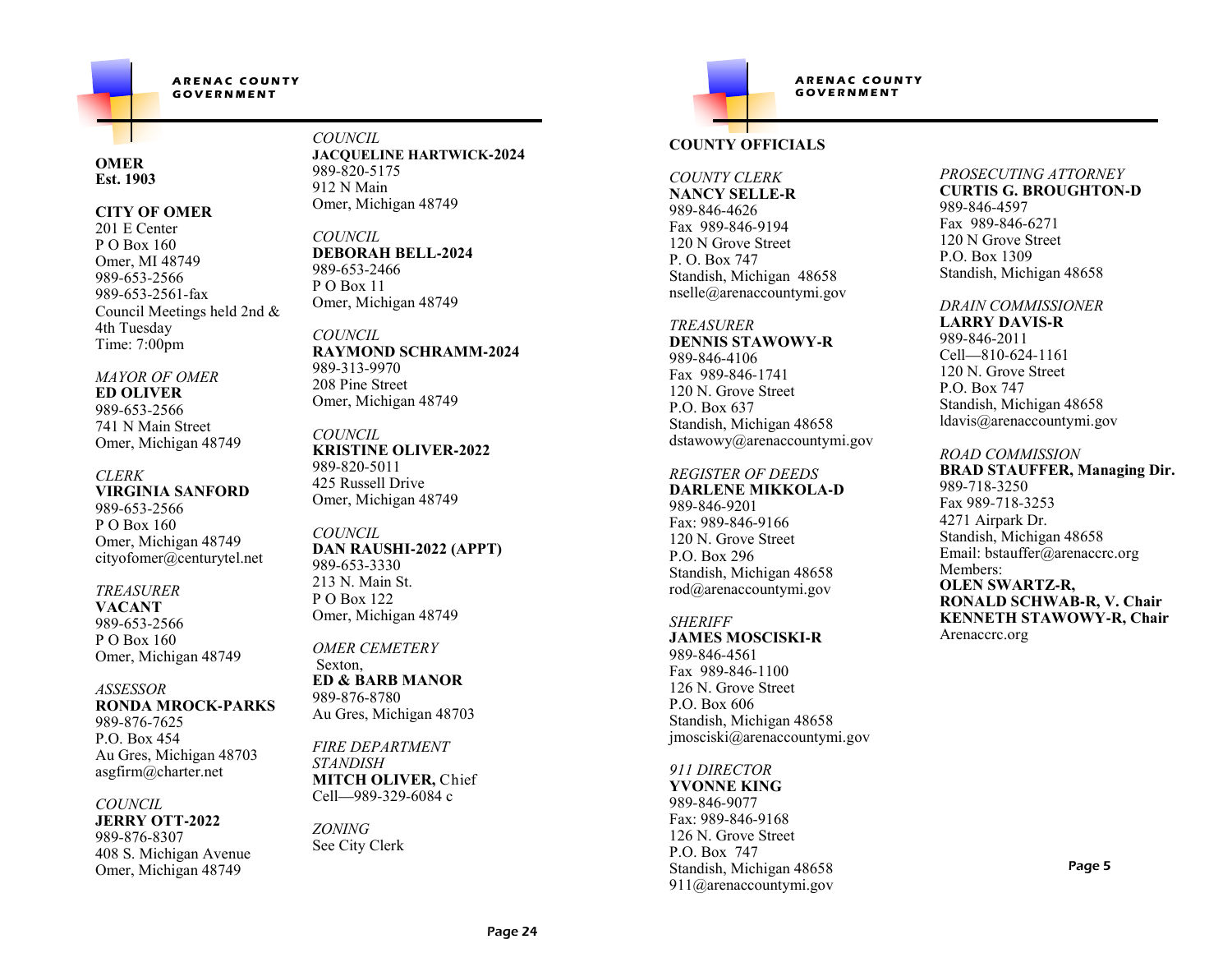**OMER**
**Est. 1903**

**CITY OF OMER**
201 E Center
P O Box 160
Omer, MI 48749
989-653-2566
989-653-2561-fax
Council Meetings held 2nd & 4th Tuesday
Time: 7:00pm

*MAYOR OF OMER*
**ED OLIVER**
989-653-2566
741 N Main Street
Omer, Michigan 48749

*CLERK*
**VIRGINIA SANFORD**
989-653-2566
P O Box 160
Omer, Michigan 48749
cityofomer@centurytel.net

*TREASURER*
**VACANT**
989-653-2566
P O Box 160
Omer, Michigan 48749

*ASSESSOR*
**RONDA MROCK-PARKS**
989-876-7625
P.O. Box 454
Au Gres, Michigan 48703
asgfirm@charter.net

*COUNCIL*
**JERRY OTT-2022**
989-876-8307
408 S. Michigan Avenue
Omer, Michigan 48749

*COUNCIL*
**JACQUELINE HARTWICK-2024**
989-820-5175
912 N Main
Omer, Michigan 48749

*COUNCIL*
**DEBORAH BELL-2024**
989-653-2466
P O Box 11
Omer, Michigan 48749

*COUNCIL*
**RAYMOND SCHRAMM-2024**
989-313-9970
208 Pine Street
Omer, Michigan 48749

*COUNCIL*
**KRISTINE OLIVER-2022**
989-820-5011
425 Russell Drive
Omer, Michigan 48749

*COUNCIL*
**DAN RAUSHI-2022 (APPT)**
989-653-3330
213 N. Main St.
P O Box 122
Omer, Michigan 48749

*OMER CEMETERY*
Sexton,
**ED & BARB MANOR**
989-876-8780
Au Gres, Michigan 48703

*FIRE DEPARTMENT STANDISH*
**MITCH OLIVER,** Chief
Cell—989-329-6084 c

*ZONING*
See City Clerk

**COUNTY OFFICIALS**

*COUNTY CLERK*
**NANCY SELLE-R**
989-846-4626
Fax 989-846-9194
120 N Grove Street
P. O. Box 747
Standish, Michigan 48658
nselle@arenaccountymi.gov

*TREASURER*
**DENNIS STAWOWY-R**
989-846-4106
Fax 989-846-1741
120 N. Grove Street
P.O. Box 637
Standish, Michigan 48658
dstawowy@arenaccountymi.gov

*REGISTER OF DEEDS*
**DARLENE MIKKOLA-D**
989-846-9201
Fax: 989-846-9166
120 N. Grove Street
P.O. Box 296
Standish, Michigan 48658
rod@arenaccountymi.gov

*SHERIFF*
**JAMES MOSCISKI-R**
989-846-4561
Fax 989-846-1100
126 N. Grove Street
P.O. Box 606
Standish, Michigan 48658
jmosciski@arenaccountymi.gov

*911 DIRECTOR*
**YVONNE KING**
989-846-9077
Fax: 989-846-9168
126 N. Grove Street
P.O. Box 747
Standish, Michigan 48658
911@arenaccountymi.gov

*PROSECUTING ATTORNEY*
**CURTIS G. BROUGHTON-D**
989-846-4597
Fax 989-846-6271
120 N Grove Street
P.O. Box 1309
Standish, Michigan 48658

*DRAIN COMMISSIONER*
**LARRY DAVIS-R**
989-846-2011
Cell—810-624-1161
120 N. Grove Street
P.O. Box 747
Standish, Michigan 48658
ldavis@arenaccountymi.gov

*ROAD COMMISSION*
**BRAD STAUFFER, Managing Dir.**
989-718-3250
Fax 989-718-3253
4271 Airpark Dr.
Standish, Michigan 48658
Email: bstauffer@arenaccrc.org
Members:
**OLEN SWARTZ-R,**
**RONALD SCHWAB-R, V. Chair**
**KENNETH STAWOWY-R, Chair**
Arenaccrc.org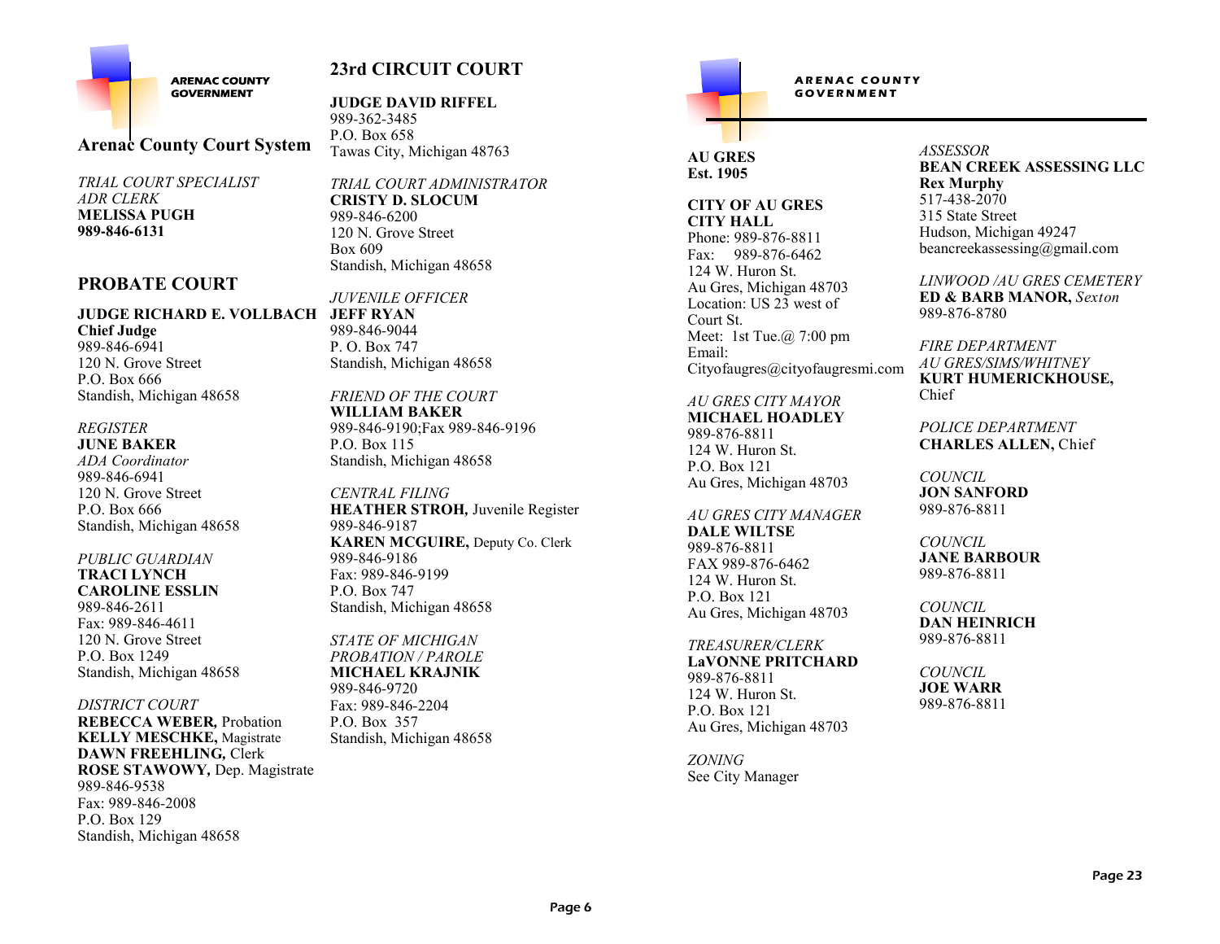ARENAC COUNTY GOVERNMENT

## Arenac County Court System

*TRIAL COURT SPECIALIST*
*ADR CLERK*
**MELISSA PUGH**
**989-846-6131**

## PROBATE COURT

**JUDGE RICHARD E. VOLLBACH**
**Chief Judge**
989-846-6941
120 N. Grove Street
P.O. Box 666
Standish, Michigan 48658

*REGISTER*
**JUNE BAKER**
*ADA Coordinator*
989-846-6941
120 N. Grove Street
P.O. Box 666
Standish, Michigan 48658

*PUBLIC GUARDIAN*
**TRACI LYNCH**
**CAROLINE ESSLIN**
989-846-2611
Fax: 989-846-4611
120 N. Grove Street
P.O. Box 1249
Standish, Michigan 48658

*DISTRICT COURT*
**REBECCA WEBER,** Probation
**KELLY MESCHKE,** Magistrate
**DAWN FREEHLING,** Clerk
**ROSE STAWOWY,** Dep. Magistrate
989-846-9538
Fax: 989-846-2008
P.O. Box 129
Standish, Michigan 48658

## 23rd CIRCUIT COURT

**JUDGE DAVID RIFFEL**
989-362-3485
P.O. Box 658
Tawas City, Michigan 48763

*TRIAL COURT ADMINISTRATOR*
**CRISTY D. SLOCUM**
989-846-6200
120 N. Grove Street
Box 609
Standish, Michigan 48658

*JUVENILE OFFICER*
**JEFF RYAN**
989-846-9044
P. O. Box 747
Standish, Michigan 48658

*FRIEND OF THE COURT*
**WILLIAM BAKER**
989-846-9190;Fax 989-846-9196
P.O. Box 115
Standish, Michigan 48658

*CENTRAL FILING*
**HEATHER STROH,** Juvenile Register
989-846-9187
**KAREN MCGUIRE,** Deputy Co. Clerk
989-846-9186
Fax: 989-846-9199
P.O. Box 747
Standish, Michigan 48658

*STATE OF MICHIGAN*
*PROBATION / PAROLE*
**MICHAEL KRAJNIK**
989-846-9720
Fax: 989-846-2204
P.O. Box 357
Standish, Michigan 48658

ARENAC COUNTY GOVERNMENT

**AU GRES**
**Est. 1905**

**CITY OF AU GRES**
**CITY HALL**
Phone: 989-876-8811
Fax: 989-876-6462
124 W. Huron St.
Au Gres, Michigan 48703
Location: US 23 west of Court St.
Meet: 1st Tue.@ 7:00 pm
Email:
Cityofaugres@cityofaugresmi.com

*AU GRES CITY MAYOR*
**MICHAEL HOADLEY**
989-876-8811
124 W. Huron St.
P.O. Box 121
Au Gres, Michigan 48703

*AU GRES CITY MANAGER*
**DALE WILTSE**
989-876-8811
FAX 989-876-6462
124 W. Huron St.
P.O. Box 121
Au Gres, Michigan 48703

*TREASURER/CLERK*
**LaVONNE PRITCHARD**
989-876-8811
124 W. Huron St.
P.O. Box 121
Au Gres, Michigan 48703

*ZONING*
See City Manager

*ASSESSOR*
**BEAN CREEK ASSESSING LLC**
**Rex Murphy**
517-438-2070
315 State Street
Hudson, Michigan 49247
beancreekassessing@gmail.com

*LINWOOD /AU GRES CEMETERY*
**ED & BARB MANOR,** *Sexton*
989-876-8780

*FIRE DEPARTMENT*
*AU GRES/SIMS/WHITNEY*
**KURT HUMERICKHOUSE,** Chief

*POLICE DEPARTMENT*
**CHARLES ALLEN,** Chief

*COUNCIL*
**JON SANFORD**
989-876-8811

*COUNCIL*
**JANE BARBOUR**
989-876-8811

*COUNCIL*
**DAN HEINRICH**
989-876-8811

*COUNCIL*
**JOE WARR**
989-876-8811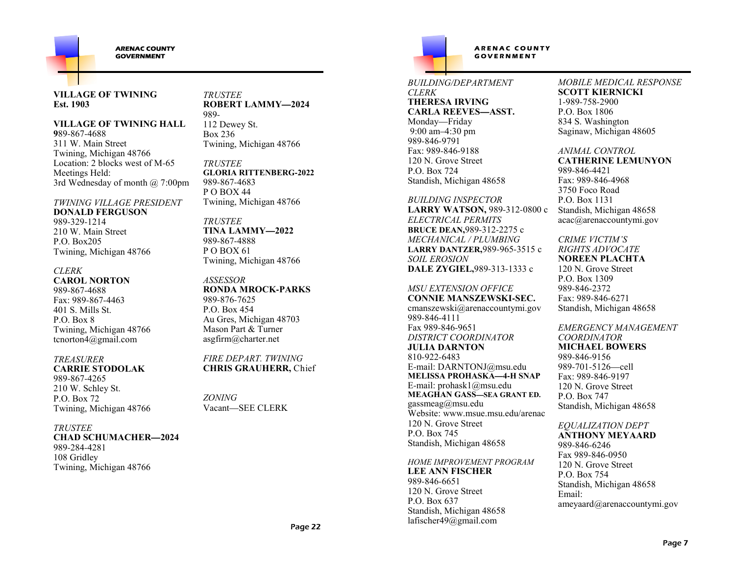**VILLAGE OF TWINING**
**Est. 1903**

**VILLAGE OF TWINING HALL**
989-867-4688
311 W. Main Street
Twining, Michigan 48766
Location: 2 blocks west of M-65
Meetings Held:
3rd Wednesday of month @ 7:00pm

*TWINING VILLAGE PRESIDENT*
**DONALD FERGUSON**
989-329-1214
210 W. Main Street
P.O. Box205
Twining, Michigan 48766

*CLERK*
**CAROL NORTON**
989-867-4688
Fax: 989-867-4463
401 S. Mills St.
P.O. Box 8
Twining, Michigan 48766
tcnorton4@gmail.com

*TREASURER*
**CARRIE STODOLAK**
989-867-4265
210 W. Schley St.
P.O. Box 72
Twining, Michigan 48766

*TRUSTEE*
**CHAD SCHUMACHER—2024**
989-284-4281
108 Gridley
Twining, Michigan 48766

*TRUSTEE*
**ROBERT LAMMY—2024**
989-
112 Dewey St.
Box 236
Twining, Michigan 48766

*TRUSTEE*
**GLORIA RITTENBERG-2022**
989-867-4683
P O BOX 44
Twining, Michigan 48766

*TRUSTEE*
**TINA LAMMY—2022**
989-867-4888
P O BOX 61
Twining, Michigan 48766

*ASSESSOR*
**RONDA MROCK-PARKS**
989-876-7625
P.O. Box 454
Au Gres, Michigan 48703
Mason Part & Turner
asgfirm@charter.net

*FIRE DEPART. TWINING*
**CHRIS GRAUHERR,** Chief

*ZONING*
Vacant—SEE CLERK

*BUILDING/DEPARTMENT CLERK*
**THERESA IRVING**
**CARLA REEVES—ASST.**
Monday—Friday
9:00 am–4:30 pm
989-846-9791
Fax: 989-846-9188
120 N. Grove Street
P.O. Box 724
Standish, Michigan 48658

*BUILDING INSPECTOR*
**LARRY WATSON,** 989-312-0800 c
*ELECTRICAL PERMITS*
**BRUCE DEAN,**989-312-2275 c
*MECHANICAL / PLUMBING*
**LARRY DANTZER,**989-965-3515 c
*SOIL EROSION*
**DALE ZYGIEL,**989-313-1333 c

*MSU EXTENSION OFFICE*
**CONNIE MANSZEWSKI-SEC.**
cmanszewski@arenaccountymi.gov
989-846-4111
Fax 989-846-9651
*DISTRICT COORDINATOR*
**JULIA DARNTON**
810-922-6483
E-mail: DARNTONJ@msu.edu
**MELISSA PROHASKA—4-H SNAP**
E-mail: prohask1@msu.edu
**MEAGHAN GASS—SEA GRANT ED.**
gassmeag@msu.edu
Website: www.msue.msu.edu/arenac
120 N. Grove Street
P.O. Box 745
Standish, Michigan 48658

*HOME IMPROVEMENT PROGRAM*
**LEE ANN FISCHER**
989-846-6651
120 N. Grove Street
P.O. Box 637
Standish, Michigan 48658
lafischer49@gmail.com

*MOBILE MEDICAL RESPONSE*
**SCOTT KIERNICKI**
1-989-758-2900
P.O. Box 1806
834 S. Washington
Saginaw, Michigan 48605

*ANIMAL CONTROL*
**CATHERINE LEMUNYON**
989-846-4421
Fax: 989-846-4968
3750 Foco Road
P.O. Box 1131
Standish, Michigan 48658
acac@arenaccountymi.gov

*CRIME VICTIM'S RIGHTS ADVOCATE*
**NOREEN PLACHTA**
120 N. Grove Street
P.O. Box 1309
989-846-2372
Fax: 989-846-6271
Standish, Michigan 48658

*EMERGENCY MANAGEMENT COORDINATOR*
**MICHAEL BOWERS**
989-846-9156
989-701-5126—cell
Fax: 989-846-9197
120 N. Grove Street
P.O. Box 747
Standish, Michigan 48658

*EQUALIZATION DEPT*
**ANTHONY MEYAARD**
989-846-6246
Fax 989-846-0950
120 N. Grove Street
P.O. Box 754
Standish, Michigan 48658
Email:
ameyaard@arenaccountymi.gov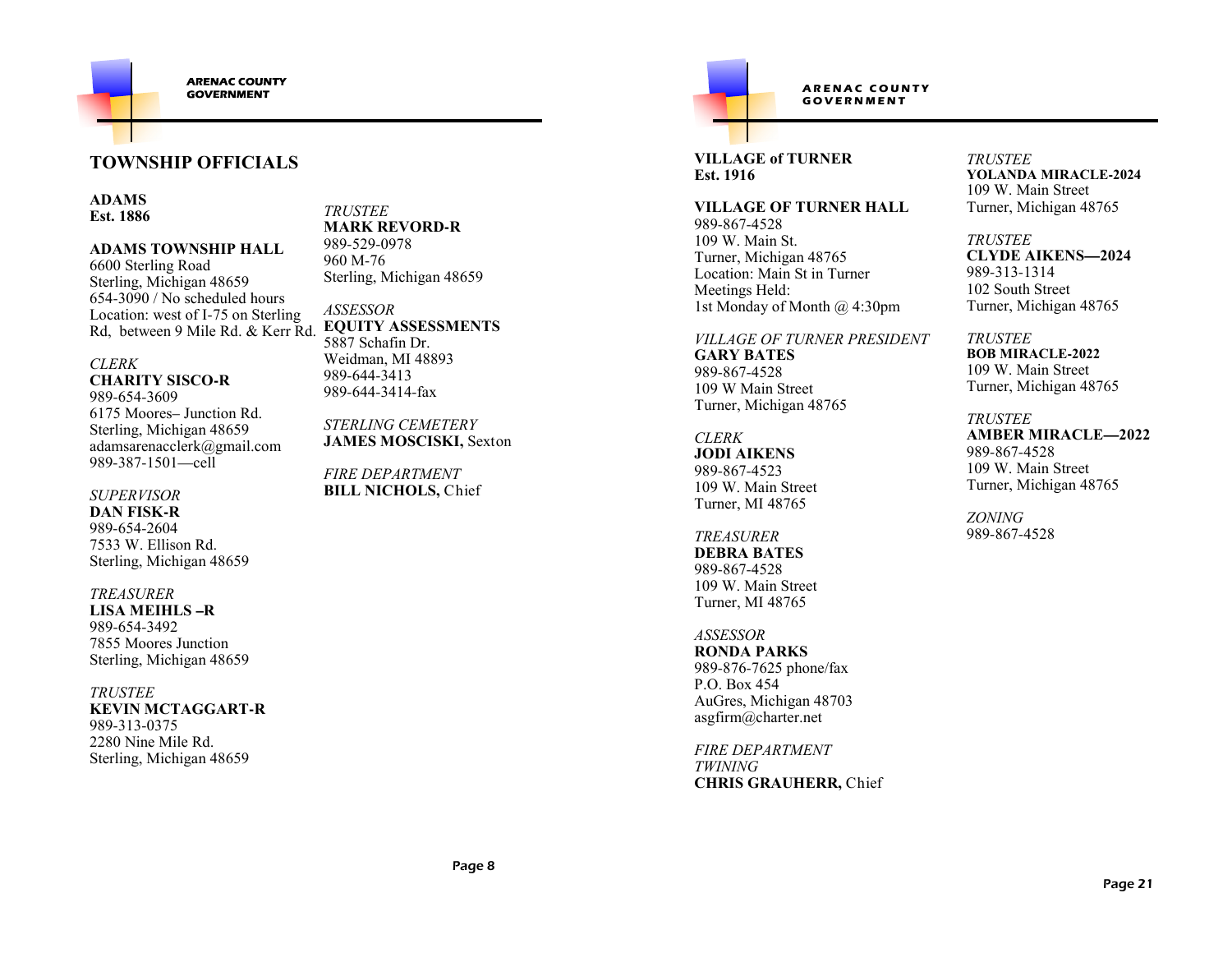## TOWNSHIP OFFICIALS

**ADAMS**
**Est. 1886**

**ADAMS TOWNSHIP HALL**
6600 Sterling Road
Sterling, Michigan 48659
654-3090 / No scheduled hours
Location: west of I-75 on Sterling Rd, between 9 Mile Rd. & Kerr Rd.

*CLERK*
**CHARITY SISCO-R**
989-654-3609
6175 Moores– Junction Rd.
Sterling, Michigan 48659
adamsarenacclerk@gmail.com
989-387-1501—cell

*SUPERVISOR*
**DAN FISK-R**
989-654-2604
7533 W. Ellison Rd.
Sterling, Michigan 48659

*TREASURER*
**LISA MEIHLS –R**
989-654-3492
7855 Moores Junction
Sterling, Michigan 48659

*TRUSTEE*
**KEVIN MCTAGGART-R**
989-313-0375
2280 Nine Mile Rd.
Sterling, Michigan 48659

*TRUSTEE*
**MARK REVORD-R**
989-529-0978
960 M-76
Sterling, Michigan 48659

*ASSESSOR*
**EQUITY ASSESSMENTS**
5887 Schafin Dr.
Weidman, MI 48893
989-644-3413
989-644-3414-fax

*STERLING CEMETERY*
**JAMES MOSCISKI,** Sexton

*FIRE DEPARTMENT*
**BILL NICHOLS,** Chief

**VILLAGE of TURNER**
**Est. 1916**

**VILLAGE OF TURNER HALL**
989-867-4528
109 W. Main St.
Turner, Michigan 48765
Location: Main St in Turner
Meetings Held:
1st Monday of Month @ 4:30pm

*VILLAGE OF TURNER PRESIDENT*
**GARY BATES**
989-867-4528
109 W Main Street
Turner, Michigan 48765

*CLERK*
**JODI AIKENS**
989-867-4523
109 W. Main Street
Turner, MI 48765

*TREASURER*
**DEBRA BATES**
989-867-4528
109 W. Main Street
Turner, MI 48765

*ASSESSOR*
**RONDA PARKS**
989-876-7625 phone/fax
P.O. Box 454
AuGres, Michigan 48703
asgfirm@charter.net

*FIRE DEPARTMENT TWINING*
**CHRIS GRAUHERR,** Chief

*TRUSTEE*
**YOLANDA MIRACLE-2024**
109 W. Main Street
Turner, Michigan 48765

*TRUSTEE*
**CLYDE AIKENS—2024**
989-313-1314
102 South Street
Turner, Michigan 48765

*TRUSTEE*
**BOB MIRACLE-2022**
109 W. Main Street
Turner, Michigan 48765

*TRUSTEE*
**AMBER MIRACLE—2022**
989-867-4528
109 W. Main Street
Turner, Michigan 48765

*ZONING*
989-867-4528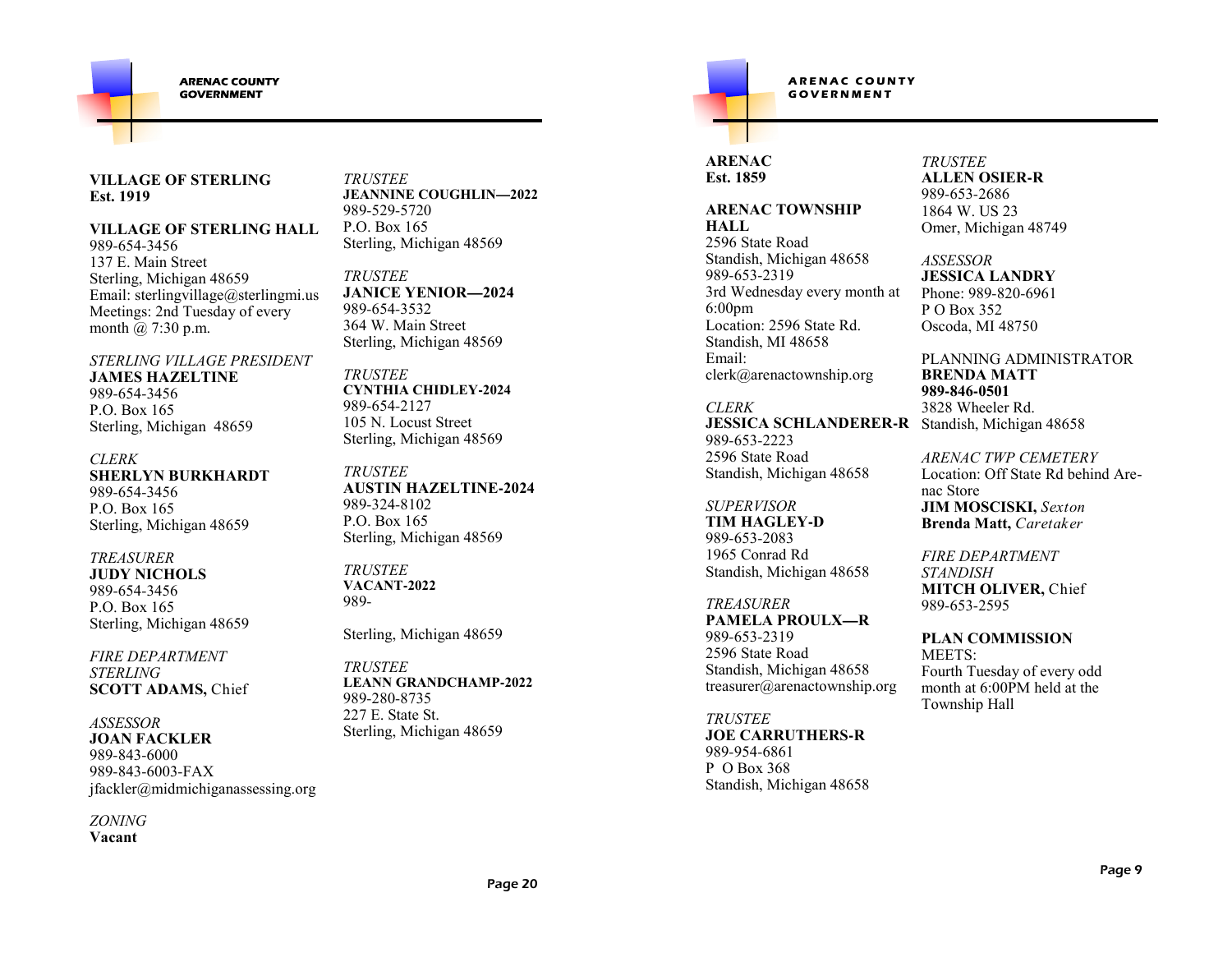**VILLAGE OF STERLING**
**Est. 1919**

**VILLAGE OF STERLING HALL**
989-654-3456
137 E. Main Street
Sterling, Michigan 48659
Email: sterlingvillage@sterlingmi.us
Meetings: 2nd Tuesday of every month @ 7:30 p.m.

*STERLING VILLAGE PRESIDENT*
**JAMES HAZELTINE**
989-654-3456
P.O. Box 165
Sterling, Michigan 48659

*CLERK*
**SHERLYN BURKHARDT**
989-654-3456
P.O. Box 165
Sterling, Michigan 48659

*TREASURER*
**JUDY NICHOLS**
989-654-3456
P.O. Box 165
Sterling, Michigan 48659

*FIRE DEPARTMENT*
*STERLING*
**SCOTT ADAMS,** Chief

*ASSESSOR*
**JOAN FACKLER**
989-843-6000
989-843-6003-FAX
jfackler@midmichiganassessing.org

*ZONING*
**Vacant**

*TRUSTEE*
**JEANNINE COUGHLIN—2022**
989-529-5720
P.O. Box 165
Sterling, Michigan 48569

*TRUSTEE*
**JANICE YENIOR—2024**
989-654-3532
364 W. Main Street
Sterling, Michigan 48569

*TRUSTEE*
**CYNTHIA CHIDLEY-2024**
989-654-2127
105 N. Locust Street
Sterling, Michigan 48569

*TRUSTEE*
**AUSTIN HAZELTINE-2024**
989-324-8102
P.O. Box 165
Sterling, Michigan 48569

*TRUSTEE*
**VACANT-2022**
989-

Sterling, Michigan 48659

*TRUSTEE*
**LEANN GRANDCHAMP-2022**
989-280-8735
227 E. State St.
Sterling, Michigan 48659

**ARENAC**
**Est. 1859**

**ARENAC TOWNSHIP HALL**
2596 State Road
Standish, Michigan 48658
989-653-2319
3rd Wednesday every month at 6:00pm
Location: 2596 State Rd. Standish, MI 48658
Email: clerk@arenactownship.org

*CLERK*
**JESSICA SCHLANDERER-R**
989-653-2223
2596 State Road
Standish, Michigan 48658

*SUPERVISOR*
**TIM HAGLEY-D**
989-653-2083
1965 Conrad Rd
Standish, Michigan 48658

*TREASURER*
**PAMELA PROULX—R**
989-653-2319
2596 State Road
Standish, Michigan 48658
treasurer@arenactownship.org

*TRUSTEE*
**JOE CARRUTHERS-R**
989-954-6861
P O Box 368
Standish, Michigan 48658

*TRUSTEE*
**ALLEN OSIER-R**
989-653-2686
1864 W. US 23
Omer, Michigan 48749

*ASSESSOR*
**JESSICA LANDRY**
Phone: 989-820-6961
P O Box 352
Oscoda, MI 48750

PLANNING ADMINISTRATOR
**BRENDA MATT**
**989-846-0501**
3828 Wheeler Rd.
Standish, Michigan 48658

*ARENAC TWP CEMETERY*
Location: Off State Rd behind Arenac Store
**JIM MOSCISKI,** *Sexton*
**Brenda Matt,** *Caretaker*

*FIRE DEPARTMENT*
*STANDISH*
**MITCH OLIVER,** Chief
989-653-2595

**PLAN COMMISSION**
MEETS:
Fourth Tuesday of every odd month at 6:00PM held at the Township Hall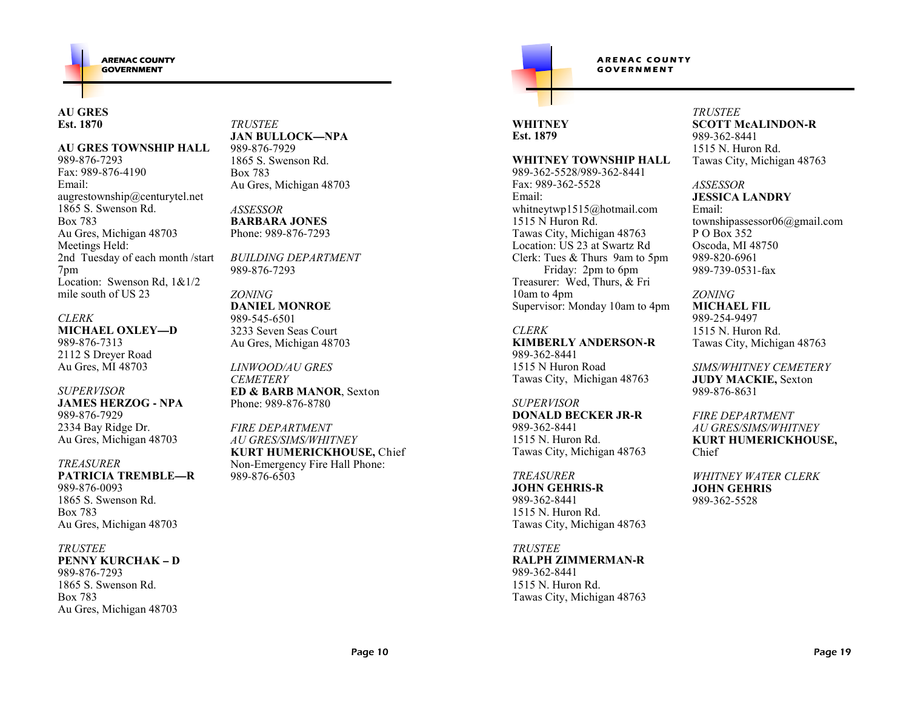## AU GRES
**Est. 1870**

**AU GRES TOWNSHIP HALL**
989-876-7293
Fax: 989-876-4190
Email:
augrestownship@centurytel.net
1865 S. Swenson Rd.
Box 783
Au Gres, Michigan 48703
Meetings Held:
2nd Tuesday of each month /start 7pm
Location: Swenson Rd, 1&1/2 mile south of US 23

*CLERK*
**MICHAEL OXLEY—D**
989-876-7313
2112 S Dreyer Road
Au Gres, MI 48703

*SUPERVISOR*
**JAMES HERZOG - NPA**
989-876-7929
2334 Bay Ridge Dr.
Au Gres, Michigan 48703

*TREASURER*
**PATRICIA TREMBLE—R**
989-876-0093
1865 S. Swenson Rd.
Box 783
Au Gres, Michigan 48703

*TRUSTEE*
**PENNY KURCHAK – D**
989-876-7293
1865 S. Swenson Rd.
Box 783
Au Gres, Michigan 48703

*TRUSTEE*
**JAN BULLOCK—NPA**
989-876-7929
1865 S. Swenson Rd.
Box 783
Au Gres, Michigan 48703

*ASSESSOR*
**BARBARA JONES**
Phone: 989-876-7293

*BUILDING DEPARTMENT*
989-876-7293

*ZONING*
**DANIEL MONROE**
989-545-6501
3233 Seven Seas Court
Au Gres, Michigan 48703

*LINWOOD/AU GRES CEMETERY*
**ED & BARB MANOR**, Sexton
Phone: 989-876-8780

*FIRE DEPARTMENT*
*AU GRES/SIMS/WHITNEY*
**KURT HUMERICKHOUSE,** Chief
Non-Emergency Fire Hall Phone:
989-876-6503

## WHITNEY
**Est. 1879**

**WHITNEY TOWNSHIP HALL**
989-362-5528/989-362-8441
Fax: 989-362-5528
Email:
whitneytwp1515@hotmail.com
1515 N Huron Rd.
Tawas City, Michigan 48763
Location: US 23 at Swartz Rd
Clerk: Tues & Thurs 9am to 5pm
Friday: 2pm to 6pm
Treasurer: Wed, Thurs, & Fri 10am to 4pm
Supervisor: Monday 10am to 4pm

*CLERK*
**KIMBERLY ANDERSON-R**
989-362-8441
1515 N Huron Road
Tawas City, Michigan 48763

*SUPERVISOR*
**DONALD BECKER JR-R**
989-362-8441
1515 N. Huron Rd.
Tawas City, Michigan 48763

*TREASURER*
**JOHN GEHRIS-R**
989-362-8441
1515 N. Huron Rd.
Tawas City, Michigan 48763

*TRUSTEE*
**RALPH ZIMMERMAN-R**
989-362-8441
1515 N. Huron Rd.
Tawas City, Michigan 48763

*TRUSTEE*
**SCOTT McALINDON-R**
989-362-8441
1515 N. Huron Rd.
Tawas City, Michigan 48763

*ASSESSOR*
**JESSICA LANDRY**
Email:
townshipassessor06@gmail.com
P O Box 352
Oscoda, MI 48750
989-820-6961
989-739-0531-fax

*ZONING*
**MICHAEL FIL**
989-254-9497
1515 N. Huron Rd.
Tawas City, Michigan 48763

*SIMS/WHITNEY CEMETERY*
**JUDY MACKIE,** Sexton
989-876-8631

*FIRE DEPARTMENT*
*AU GRES/SIMS/WHITNEY*
**KURT HUMERICKHOUSE,** Chief

*WHITNEY WATER CLERK*
**JOHN GEHRIS**
989-362-5528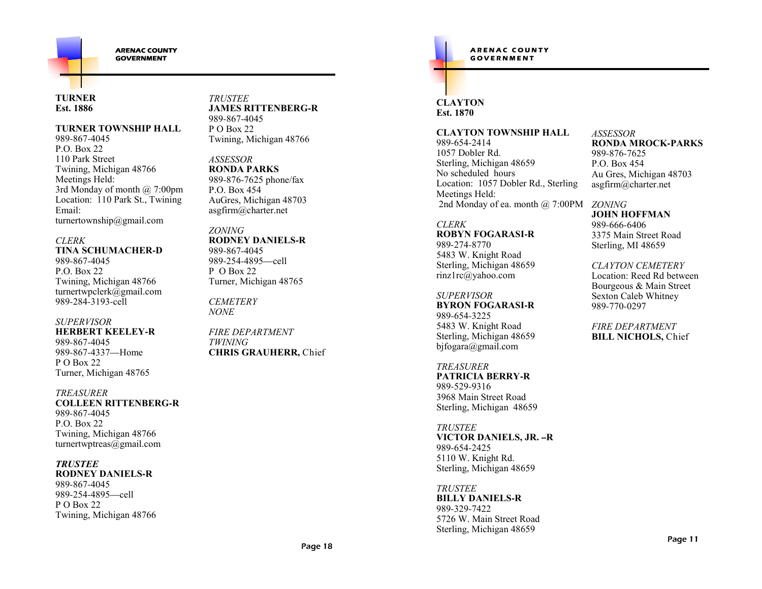**TURNER**
**Est. 1886**

**TURNER TOWNSHIP HALL**
989-867-4045
P.O. Box 22
110 Park Street
Twining, Michigan 48766
Meetings Held:
3rd Monday of month @ 7:00pm
Location: 110 Park St., Twining
Email:
turnertownship@gmail.com

*CLERK*
**TINA SCHUMACHER-D**
989-867-4045
P.O. Box 22
Twining, Michigan 48766
turnertwpclerk@gmail.com
989-284-3193-cell

*SUPERVISOR*
**HERBERT KEELEY-R**
989-867-4045
989-867-4337—Home
P O Box 22
Turner, Michigan 48765

*TREASURER*
**COLLEEN RITTENBERG-R**
989-867-4045
P.O. Box 22
Twining, Michigan 48766
turnertwptreas@gmail.com

***TRUSTEE***
**RODNEY DANIELS-R**
989-867-4045
989-254-4895—cell
P O Box 22
Twining, Michigan 48766

*TRUSTEE*
**JAMES RITTENBERG-R**
989-867-4045
P O Box 22
Twining, Michigan 48766

*ASSESSOR*
**RONDA PARKS**
989-876-7625 phone/fax
P.O. Box 454
AuGres, Michigan 48703
asgfirm@charter.net

*ZONING*
**RODNEY DANIELS-R**
989-867-4045
989-254-4895—cell
P O Box 22
Turner, Michigan 48765

*CEMETERY*
*NONE*

*FIRE DEPARTMENT*
*TWINING*
**CHRIS GRAUHERR,** Chief

**CLAYTON**
**Est. 1870**

**CLAYTON TOWNSHIP HALL**
989-654-2414
1057 Dobler Rd.
Sterling, Michigan 48659
No scheduled hours
Location: 1057 Dobler Rd., Sterling
Meetings Held:
2nd Monday of ea. month @ 7:00PM

*CLERK*
**ROBYN FOGARASI-R**
989-274-8770
5483 W. Knight Road
Sterling, Michigan 48659
rinz1rc@yahoo.com

*SUPERVISOR*
**BYRON FOGARASI-R**
989-654-3225
5483 W. Knight Road
Sterling, Michigan 48659
bjfogara@gmail.com

*TREASURER*
**PATRICIA BERRY-R**
989-529-9316
3968 Main Street Road
Sterling, Michigan 48659

*TRUSTEE*
**VICTOR DANIELS, JR. –R**
989-654-2425
5110 W. Knight Rd.
Sterling, Michigan 48659

*TRUSTEE*
**BILLY DANIELS-R**
989-329-7422
5726 W. Main Street Road
Sterling, Michigan 48659

*ASSESSOR*
**RONDA MROCK-PARKS**
989-876-7625
P.O. Box 454
Au Gres, Michigan 48703
asgfirm@charter.net

*ZONING*
**JOHN HOFFMAN**
989-666-6406
3375 Main Street Road
Sterling, MI 48659

*CLAYTON CEMETERY*
Location: Reed Rd between Bourgeous & Main Street
Sexton Caleb Whitney
989-770-0297

*FIRE DEPARTMENT*
**BILL NICHOLS,** Chief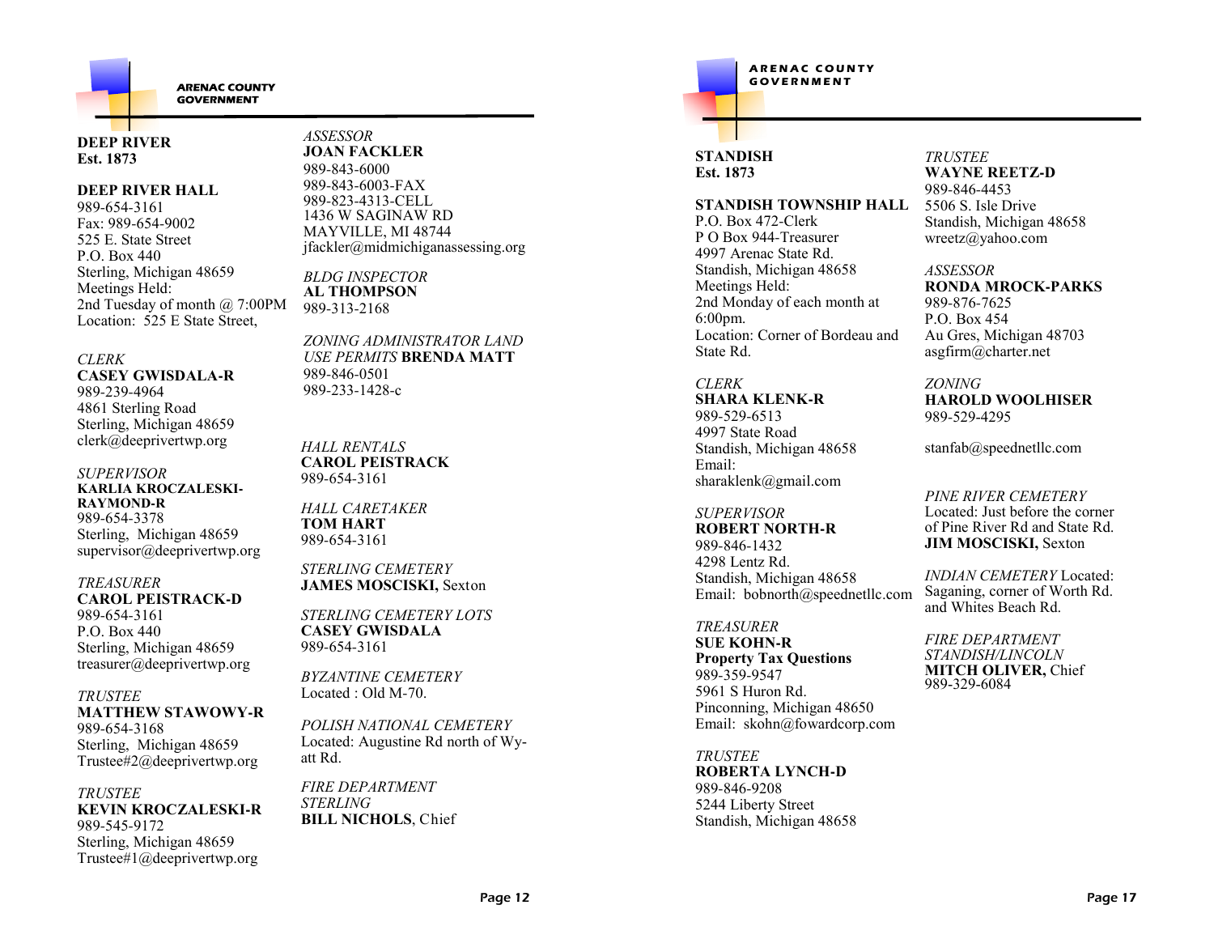## DEEP RIVER
**Est. 1873**

**DEEP RIVER HALL**
989-654-3161
Fax: 989-654-9002
525 E. State Street
P.O. Box 440
Sterling, Michigan 48659
Meetings Held:
2nd Tuesday of month @ 7:00PM
Location: 525 E State Street,

*CLERK*
**CASEY GWISDALA-R**
989-239-4964
4861 Sterling Road
Sterling, Michigan 48659
clerk@deeprivertwp.org

*SUPERVISOR*
**KARLIA KROCZALESKI-RAYMOND-R**
989-654-3378
Sterling, Michigan 48659
supervisor@deeprivertwp.org

*TREASURER*
**CAROL PEISTRACK-D**
989-654-3161
P.O. Box 440
Sterling, Michigan 48659
treasurer@deeprivertwp.org

*TRUSTEE*
**MATTHEW STAWOWY-R**
989-654-3168
Sterling, Michigan 48659
Trustee#2@deeprivertwp.org

*TRUSTEE*
**KEVIN KROCZALESKI-R**
989-545-9172
Sterling, Michigan 48659
Trustee#1@deeprivertwp.org

*ASSESSOR*
**JOAN FACKLER**
989-843-6000
989-843-6003-FAX
989-823-4313-CELL
1436 W SAGINAW RD
MAYVILLE, MI 48744
jfackler@midmichiganassessing.org

*BLDG INSPECTOR*
**AL THOMPSON**
989-313-2168

*ZONING ADMINISTRATOR LAND USE PERMITS* **BRENDA MATT**
989-846-0501
989-233-1428-c

*HALL RENTALS*
**CAROL PEISTRACK**
989-654-3161

*HALL CARETAKER*
**TOM HART**
989-654-3161

*STERLING CEMETERY*
**JAMES MOSCISKI,** Sexton

*STERLING CEMETERY LOTS*
**CASEY GWISDALA**
989-654-3161

*BYZANTINE CEMETERY*
Located : Old M-70.

*POLISH NATIONAL CEMETERY*
Located: Augustine Rd north of Wyatt Rd.

*FIRE DEPARTMENT STERLING*
**BILL NICHOLS**, Chief

## STANDISH
**Est. 1873**

**STANDISH TOWNSHIP HALL**
P.O. Box 472-Clerk
P O Box 944-Treasurer
4997 Arenac State Rd.
Standish, Michigan 48658
Meetings Held:
2nd Monday of each month at 6:00pm.
Location: Corner of Bordeau and State Rd.

*CLERK*
**SHARA KLENK-R**
989-529-6513
4997 State Road
Standish, Michigan 48658
Email:
sharaklenk@gmail.com

*SUPERVISOR*
**ROBERT NORTH-R**
989-846-1432
4298 Lentz Rd.
Standish, Michigan 48658
Email: bobnorth@speednetllc.com

*TREASURER*
**SUE KOHN-R**
**Property Tax Questions**
989-359-9547
5961 S Huron Rd.
Pinconning, Michigan 48650
Email: skohn@fowardcorp.com

*TRUSTEE*
**ROBERTA LYNCH-D**
989-846-9208
5244 Liberty Street
Standish, Michigan 48658

*TRUSTEE*
**WAYNE REETZ-D**
989-846-4453
5506 S. Isle Drive
Standish, Michigan 48658
wreetz@yahoo.com

*ASSESSOR*
**RONDA MROCK-PARKS**
989-876-7625
P.O. Box 454
Au Gres, Michigan 48703
asgfirm@charter.net

*ZONING*
**HAROLD WOOLHISER**
989-529-4295

stanfab@speednetllc.com

*PINE RIVER CEMETERY*
Located: Just before the corner of Pine River Rd and State Rd.
**JIM MOSCISKI,** Sexton

*INDIAN CEMETERY* Located: Saganing, corner of Worth Rd. and Whites Beach Rd.

*FIRE DEPARTMENT STANDISH/LINCOLN*
**MITCH OLIVER,** Chief
989-329-6084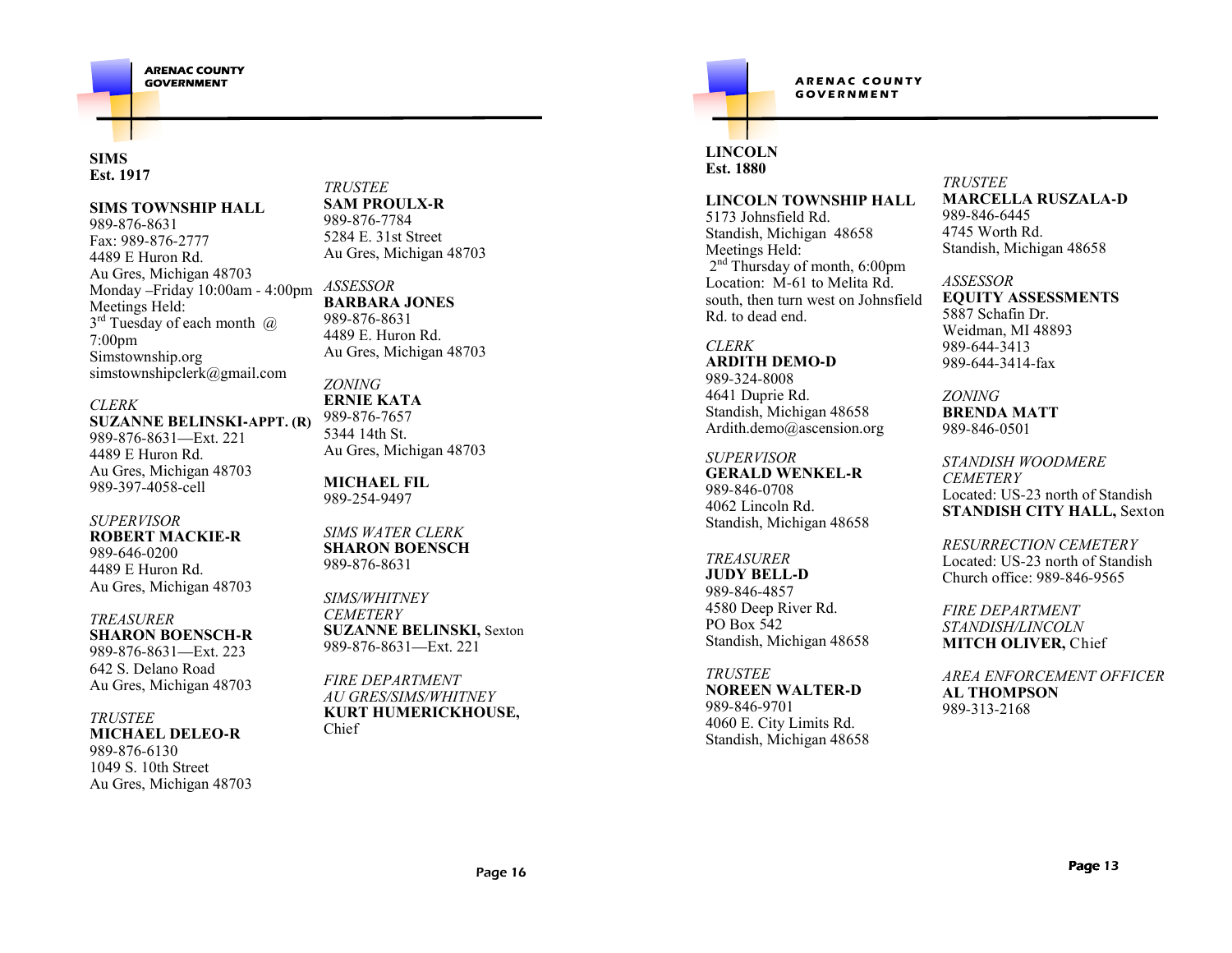## SIMS
**Est. 1917**

**SIMS TOWNSHIP HALL**
989-876-8631
Fax: 989-876-2777
4489 E Huron Rd.
Au Gres, Michigan 48703
Monday –Friday 10:00am - 4:00pm
Meetings Held:
3rd Tuesday of each month @ 7:00pm
Simstownship.org
simstownshipclerk@gmail.com

*CLERK*
**SUZANNE BELINSKI-APPT. (R)**
989-876-8631—Ext. 221
4489 E Huron Rd.
Au Gres, Michigan 48703
989-397-4058-cell

*SUPERVISOR*
**ROBERT MACKIE-R**
989-646-0200
4489 E Huron Rd.
Au Gres, Michigan 48703

*TREASURER*
**SHARON BOENSCH-R**
989-876-8631—Ext. 223
642 S. Delano Road
Au Gres, Michigan 48703

*TRUSTEE*
**MICHAEL DELEO-R**
989-876-6130
1049 S. 10th Street
Au Gres, Michigan 48703

*TRUSTEE*
**SAM PROULX-R**
989-876-7784
5284 E. 31st Street
Au Gres, Michigan 48703

*ASSESSOR*
**BARBARA JONES**
989-876-8631
4489 E. Huron Rd.
Au Gres, Michigan 48703

*ZONING*
**ERNIE KATA**
989-876-7657
5344 14th St.
Au Gres, Michigan 48703

**MICHAEL FIL**
989-254-9497

*SIMS WATER CLERK*
**SHARON BOENSCH**
989-876-8631

*SIMS/WHITNEY CEMETERY*
**SUZANNE BELINSKI,** Sexton
989-876-8631—Ext. 221

*FIRE DEPARTMENT AU GRES/SIMS/WHITNEY*
**KURT HUMERICKHOUSE,** Chief

## LINCOLN
**Est. 1880**

**LINCOLN TOWNSHIP HALL**
5173 Johnsfield Rd.
Standish, Michigan 48658
Meetings Held:
2nd Thursday of month, 6:00pm
Location: M-61 to Melita Rd. south, then turn west on Johnsfield Rd. to dead end.

*CLERK*
**ARDITH DEMO-D**
989-324-8008
4641 Duprie Rd.
Standish, Michigan 48658
Ardith.demo@ascension.org

*SUPERVISOR*
**GERALD WENKEL-R**
989-846-0708
4062 Lincoln Rd.
Standish, Michigan 48658

*TREASURER*
**JUDY BELL-D**
989-846-4857
4580 Deep River Rd.
PO Box 542
Standish, Michigan 48658

*TRUSTEE*
**NOREEN WALTER-D**
989-846-9701
4060 E. City Limits Rd.
Standish, Michigan 48658

*TRUSTEE*
**MARCELLA RUSZALA-D**
989-846-6445
4745 Worth Rd.
Standish, Michigan 48658

*ASSESSOR*
**EQUITY ASSESSMENTS**
5887 Schafin Dr.
Weidman, MI 48893
989-644-3413
989-644-3414-fax

*ZONING*
**BRENDA MATT**
989-846-0501

*STANDISH WOODMERE CEMETERY*
Located: US-23 north of Standish
**STANDISH CITY HALL,** Sexton

*RESURRECTION CEMETERY*
Located: US-23 north of Standish
Church office: 989-846-9565

*FIRE DEPARTMENT STANDISH/LINCOLN*
**MITCH OLIVER,** Chief

*AREA ENFORCEMENT OFFICER*
**AL THOMPSON**
989-313-2168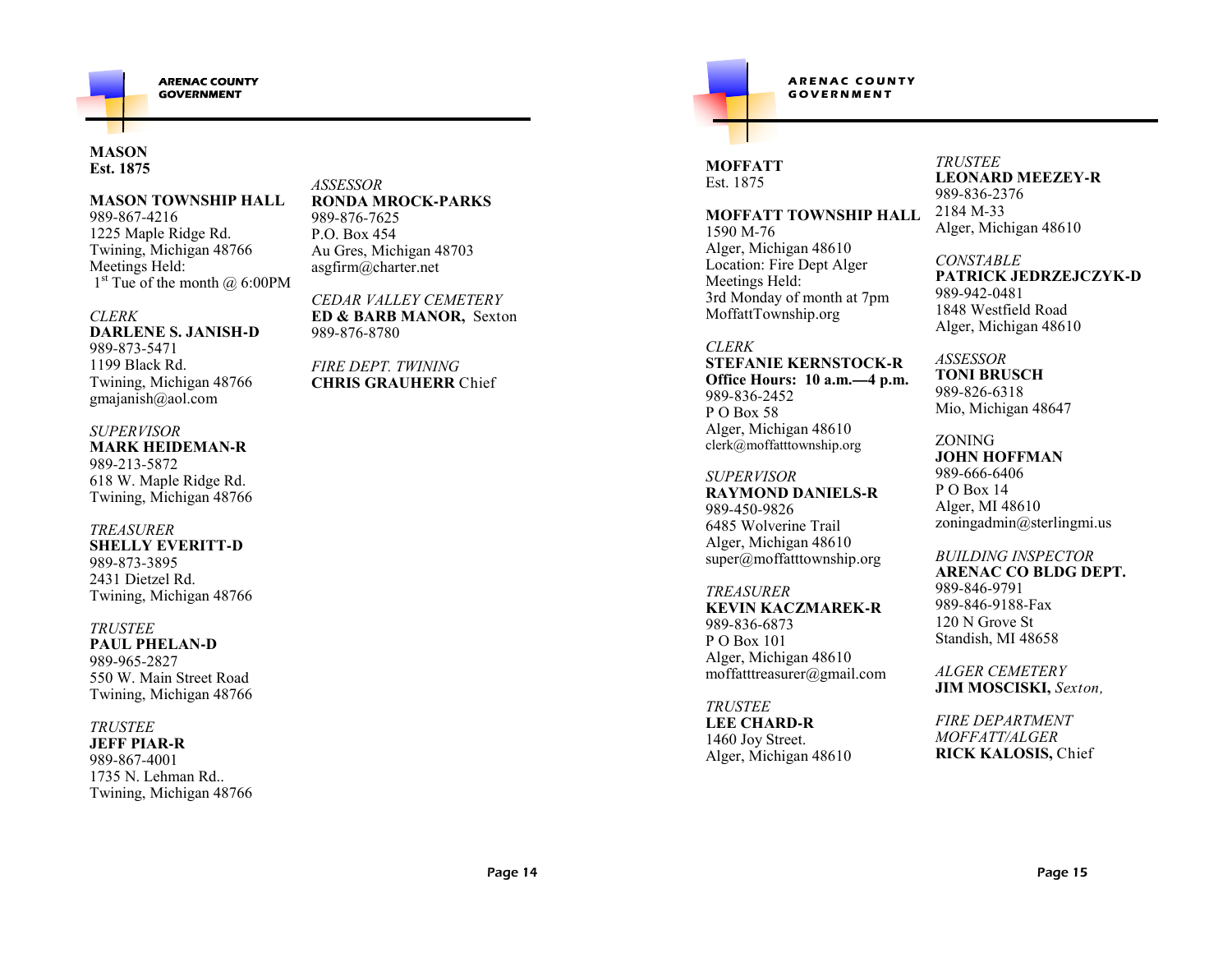## MASON
**Est. 1875**

**MASON TOWNSHIP HALL**
989-867-4216
1225 Maple Ridge Rd.
Twining, Michigan 48766
Meetings Held:
1st Tue of the month @ 6:00PM

*CLERK*
**DARLENE S. JANISH-D**
989-873-5471
1199 Black Rd.
Twining, Michigan 48766
gmajanish@aol.com

*SUPERVISOR*
**MARK HEIDEMAN-R**
989-213-5872
618 W. Maple Ridge Rd.
Twining, Michigan 48766

*TREASURER*
**SHELLY EVERITT-D**
989-873-3895
2431 Dietzel Rd.
Twining, Michigan 48766

*TRUSTEE*
**PAUL PHELAN-D**
989-965-2827
550 W. Main Street Road
Twining, Michigan 48766

*TRUSTEE*
**JEFF PIAR-R**
989-867-4001
1735 N. Lehman Rd..
Twining, Michigan 48766

*ASSESSOR*
**RONDA MROCK-PARKS**
989-876-7625
P.O. Box 454
Au Gres, Michigan 48703
asgfirm@charter.net

*CEDAR VALLEY CEMETERY*
**ED & BARB MANOR,** Sexton
989-876-8780

*FIRE DEPT. TWINING*
**CHRIS GRAUHERR** Chief

## MOFFATT
Est. 1875

**MOFFATT TOWNSHIP HALL**
1590 M-76
Alger, Michigan 48610
Location: Fire Dept Alger
Meetings Held:
3rd Monday of month at 7pm
MoffattTownship.org

*CLERK*
**STEFANIE KERNSTOCK-R**
**Office Hours: 10 a.m.—4 p.m.**
989-836-2452
P O Box 58
Alger, Michigan 48610
clerk@moffatttownship.org

*SUPERVISOR*
**RAYMOND DANIELS-R**
989-450-9826
6485 Wolverine Trail
Alger, Michigan 48610
super@moffatttownship.org

*TREASURER*
**KEVIN KACZMAREK-R**
989-836-6873
P O Box 101
Alger, Michigan 48610
moffatttreasurer@gmail.com

*TRUSTEE*
**LEE CHARD-R**
1460 Joy Street.
Alger, Michigan 48610

*TRUSTEE*
**LEONARD MEEZEY-R**
989-836-2376
2184 M-33
Alger, Michigan 48610

*CONSTABLE*
**PATRICK JEDRZEJCZYK-D**
989-942-0481
1848 Westfield Road
Alger, Michigan 48610

*ASSESSOR*
**TONI BRUSCH**
989-826-6318
Mio, Michigan 48647

ZONING
**JOHN HOFFMAN**
989-666-6406
P O Box 14
Alger, MI 48610
zoningadmin@sterlingmi.us

*BUILDING INSPECTOR*
**ARENAC CO BLDG DEPT.**
989-846-9791
989-846-9188-Fax
120 N Grove St
Standish, MI 48658

*ALGER CEMETERY*
**JIM MOSCISKI,** *Sexton,*

*FIRE DEPARTMENT MOFFATT/ALGER*
**RICK KALOSIS,** Chief